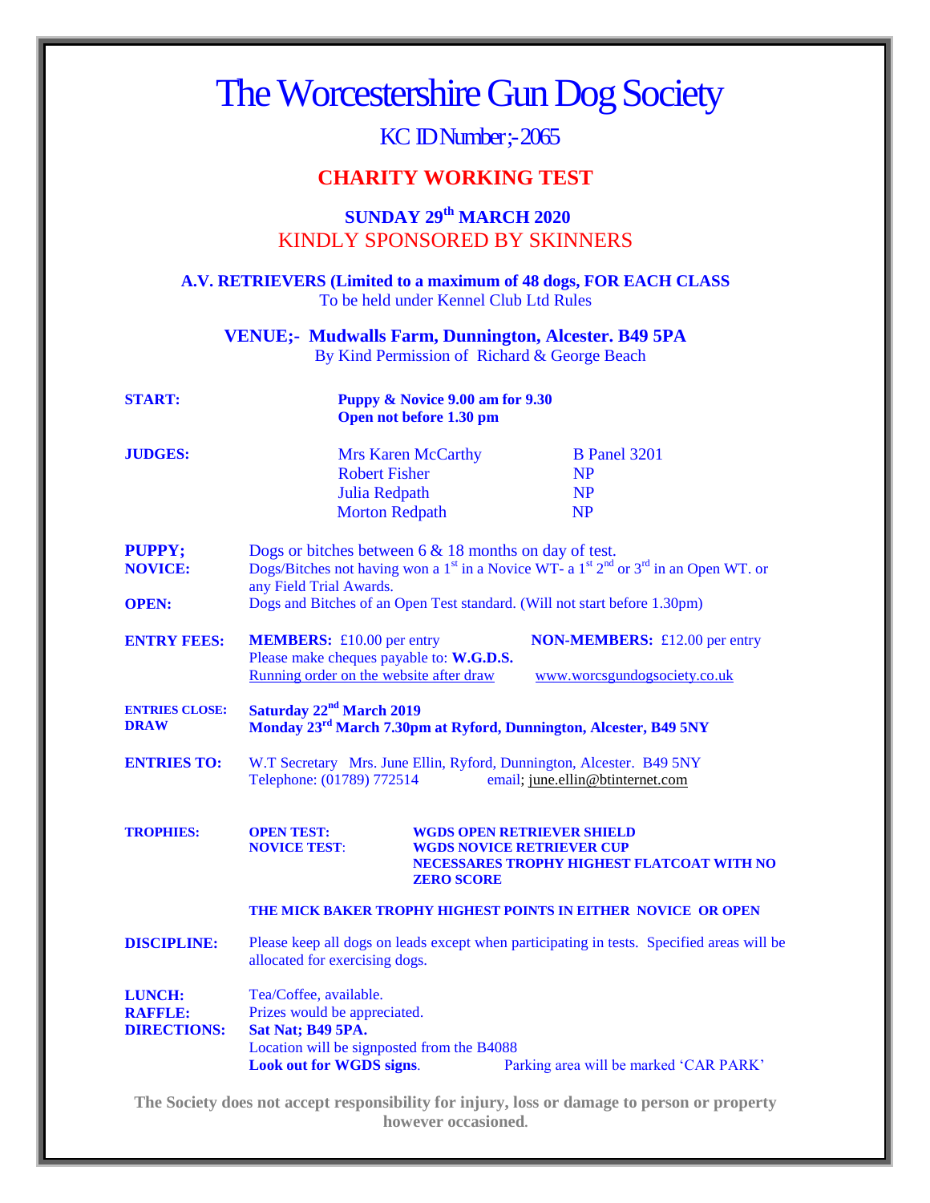# The Worcestershire Gun Dog Society

KC ID Number;- 2065

## CHARITY WORKING TEST

### SUNDAY 29th MARCH 2020

KINDLY SPONSORED BY SKINNERS

**A.V. RETRIEVERS (Limited to a maximum of 48 dogs, FOR EACH CLASS**
To be held under Kennel Club Ltd Rules

**VENUE;- Mudwalls Farm, Dunnington, Alcester. B49 5PA**
By Kind Permission of Richard & George Beach

**START:** **Puppy & Novice 9.00 am for 9.30**
**Open not before 1.30 pm**

**JUDGES:**

| | |
|---|---|
| Mrs Karen McCarthy | B Panel 3201 |
| Robert Fisher | NP |
| Julia Redpath | NP |
| Morton Redpath | NP |

**PUPPY;** Dogs or bitches between 6 & 18 months on day of test.

**NOVICE:** Dogs/Bitches not having won a 1st in a Novice WT- a 1st 2nd or 3rd in an Open WT. or any Field Trial Awards.

**OPEN:** Dogs and Bitches of an Open Test standard. (Will not start before 1.30pm)

**ENTRY FEES:** **MEMBERS:** £10.00 per entry **NON-MEMBERS:** £12.00 per entry
Please make cheques payable to: **W.G.D.S.**
Running order on the website after draw www.worcsgundogsociety.co.uk

**ENTRIES CLOSE:** **Saturday 22nd March 2019**
**DRAW** **Monday 23rd March 7.30pm at Ryford, Dunnington, Alcester, B49 5NY**

**ENTRIES TO:** W.T Secretary Mrs. June Ellin, Ryford, Dunnington, Alcester. B49 5NY
Telephone: (01789) 772514 email; june.ellin@btinternet.com

**TROPHIES:**
**OPEN TEST:** **WGDS OPEN RETRIEVER SHIELD**
**NOVICE TEST:** **WGDS NOVICE RETRIEVER CUP**
**NECESSARES TROPHY HIGHEST FLATCOAT WITH NO ZERO SCORE**

**THE MICK BAKER TROPHY HIGHEST POINTS IN EITHER NOVICE OR OPEN**

**DISCIPLINE:** Please keep all dogs on leads except when participating in tests. Specified areas will be allocated for exercising dogs.

**LUNCH:** Tea/Coffee, available.
**RAFFLE:** Prizes would be appreciated.
**DIRECTIONS:** **Sat Nat; B49 5PA.**
Location will be signposted from the B4088
**Look out for WGDS signs**. Parking area will be marked 'CAR PARK'

**The Society does not accept responsibility for injury, loss or damage to person or property however occasioned.**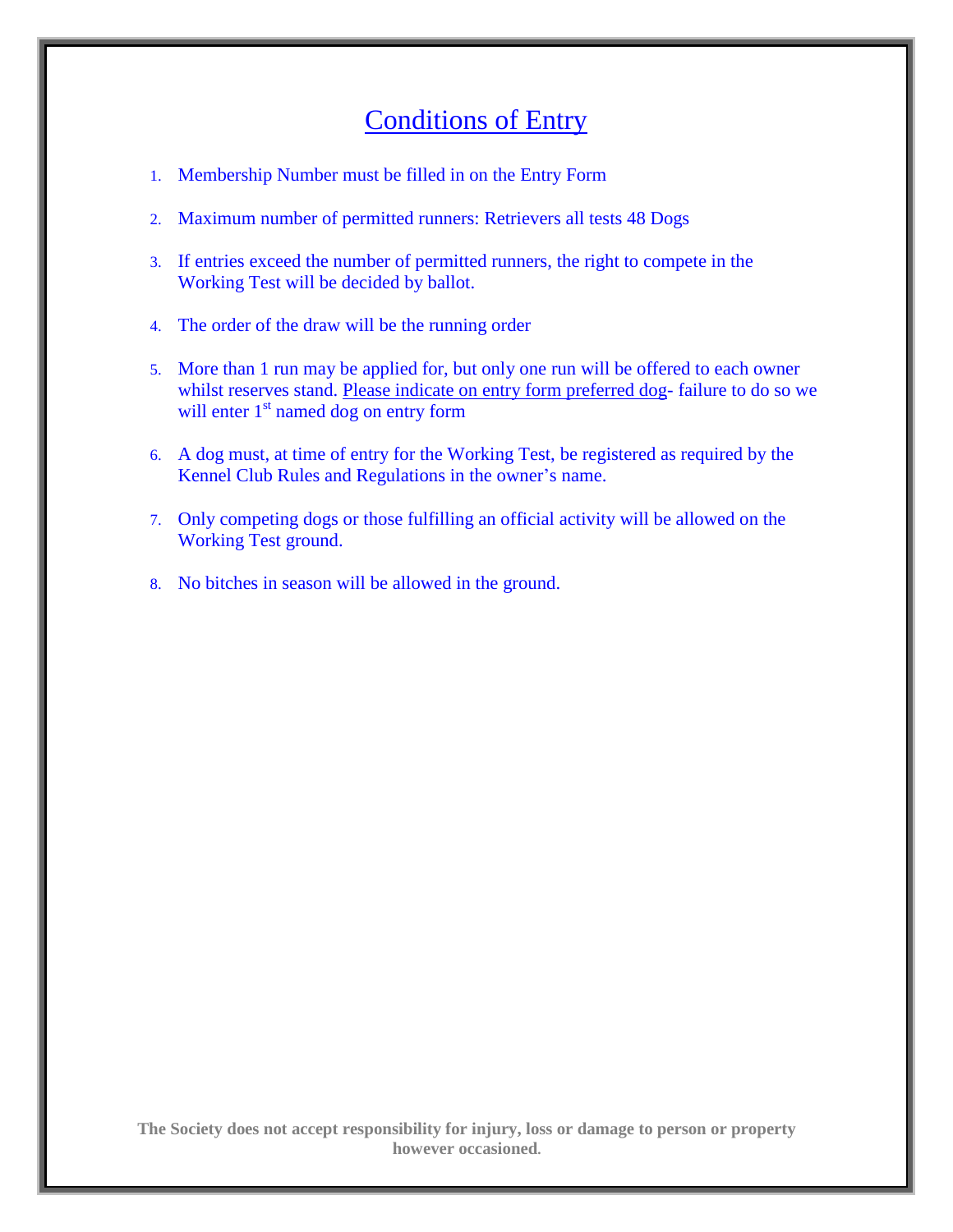# Conditions of Entry

1. Membership Number must be filled in on the Entry Form
2. Maximum number of permitted runners: Retrievers all tests 48 Dogs
3. If entries exceed the number of permitted runners, the right to compete in the Working Test will be decided by ballot.
4. The order of the draw will be the running order
5. More than 1 run may be applied for, but only one run will be offered to each owner whilst reserves stand. Please indicate on entry form preferred dog- failure to do so we will enter 1st named dog on entry form
6. A dog must, at time of entry for the Working Test, be registered as required by the Kennel Club Rules and Regulations in the owner's name.
7. Only competing dogs or those fulfilling an official activity will be allowed on the Working Test ground.
8. No bitches in season will be allowed in the ground.

**The Society does not accept responsibility for injury, loss or damage to person or property however occasioned.**